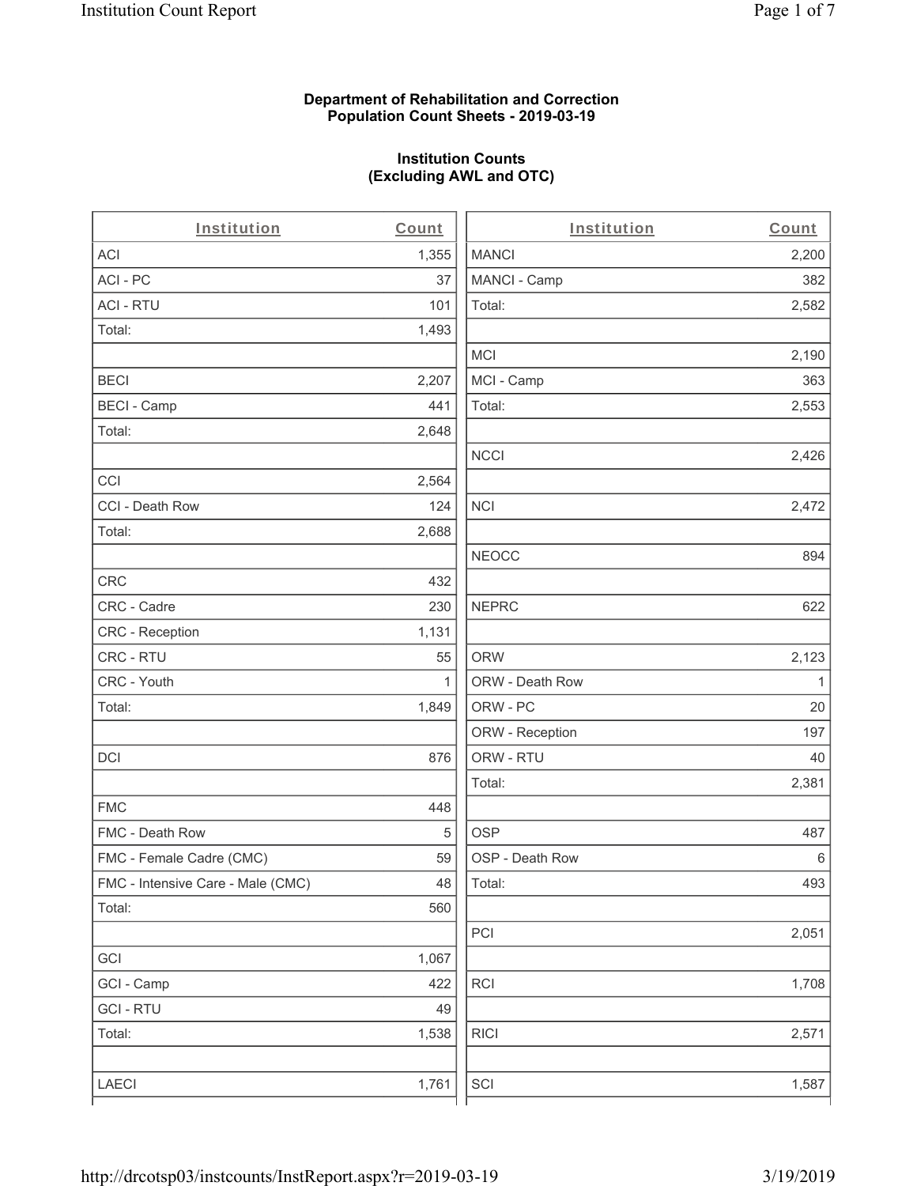**Department of Rehabilitation and Correction**
**Population Count Sheets - 2019-03-19**

**Institution Counts**
**(Excluding AWL and OTC)**

| Institution | Count |
|---|---|
| ACI | 1,355 |
| ACI - PC | 37 |
| ACI - RTU | 101 |
| Total: | 1,493 |
| | |
| BECI | 2,207 |
| BECI - Camp | 441 |
| Total: | 2,648 |
| | |
| CCI | 2,564 |
| CCI - Death Row | 124 |
| Total: | 2,688 |
| | |
| CRC | 432 |
| CRC - Cadre | 230 |
| CRC - Reception | 1,131 |
| CRC - RTU | 55 |
| CRC - Youth | 1 |
| Total: | 1,849 |
| | |
| DCI | 876 |
| | |
| FMC | 448 |
| FMC - Death Row | 5 |
| FMC - Female Cadre (CMC) | 59 |
| FMC - Intensive Care - Male (CMC) | 48 |
| Total: | 560 |
| | |
| GCI | 1,067 |
| GCI - Camp | 422 |
| GCI - RTU | 49 |
| Total: | 1,538 |
| | |
| LAECI | 1,761 |
| MANCI | 2,200 |
| MANCI - Camp | 382 |
| Total: | 2,582 |
| | |
| MCI | 2,190 |
| MCI - Camp | 363 |
| Total: | 2,553 |
| | |
| NCCI | 2,426 |
| | |
| NCI | 2,472 |
| | |
| NEOCC | 894 |
| | |
| NEPRC | 622 |
| | |
| ORW | 2,123 |
| ORW - Death Row | 1 |
| ORW - PC | 20 |
| ORW - Reception | 197 |
| ORW - RTU | 40 |
| Total: | 2,381 |
| | |
| OSP | 487 |
| OSP - Death Row | 6 |
| Total: | 493 |
| | |
| PCI | 2,051 |
| | |
| RCI | 1,708 |
| | |
| RICI | 2,571 |
| | |
| SCI | 1,587 |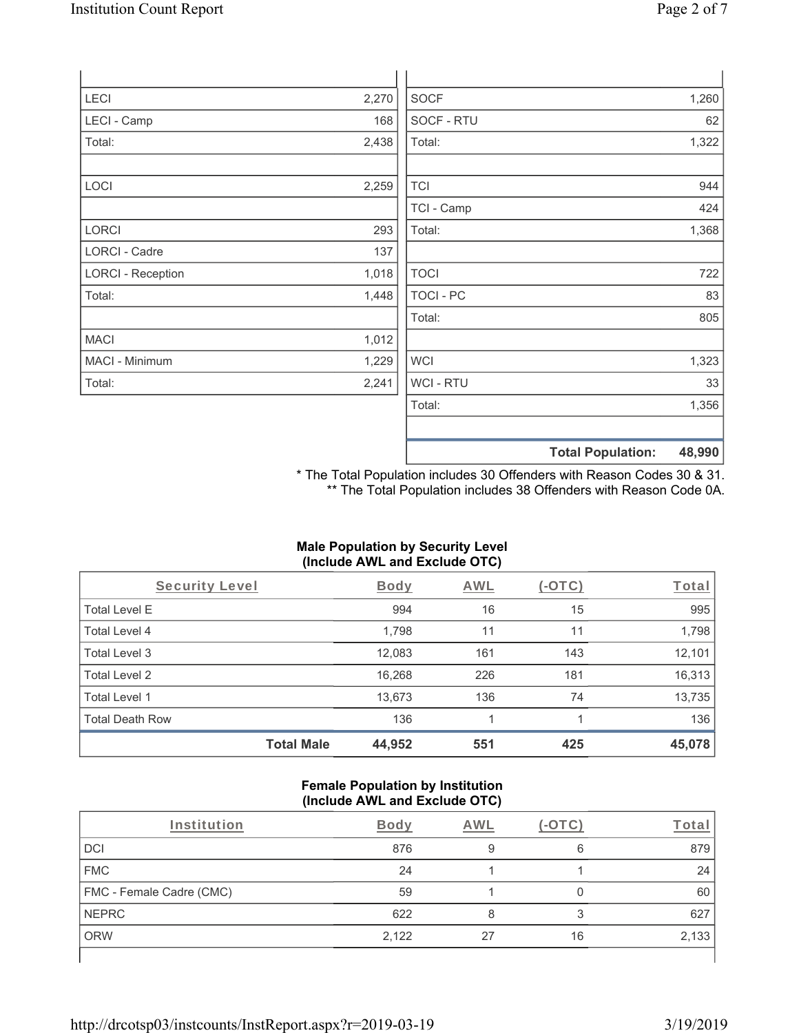| | |
|---|---|
| LECI | 2,270 |
| LECI - Camp | 168 |
| Total: | 2,438 |
| | |
| LOCI | 2,259 |
| | |
| LORCI | 293 |
| LORCI - Cadre | 137 |
| LORCI - Reception | 1,018 |
| Total: | 1,448 |
| | |
| MACI | 1,012 |
| MACI - Minimum | 1,229 |
| Total: | 2,241 |

| | |
|---|---|
| SOCF | 1,260 |
| SOCF - RTU | 62 |
| Total: | 1,322 |
| | |
| TCI | 944 |
| TCI - Camp | 424 |
| Total: | 1,368 |
| | |
| TOCI | 722 |
| TOCI - PC | 83 |
| Total: | 805 |
| | |
| WCI | 1,323 |
| WCI - RTU | 33 |
| Total: | 1,356 |
| | |
| **Total Population:** | **48,990** |

\* The Total Population includes 30 Offenders with Reason Codes 30 & 31.
\** The Total Population includes 38 Offenders with Reason Code 0A.

### Male Population by Security Level (Include AWL and Exclude OTC)

| Security Level | Body | AWL | (-OTC) | Total |
|---|---|---|---|---|
| Total Level E | 994 | 16 | 15 | 995 |
| Total Level 4 | 1,798 | 11 | 11 | 1,798 |
| Total Level 3 | 12,083 | 161 | 143 | 12,101 |
| Total Level 2 | 16,268 | 226 | 181 | 16,313 |
| Total Level 1 | 13,673 | 136 | 74 | 13,735 |
| Total Death Row | 136 | 1 | 1 | 136 |
| **Total Male** | **44,952** | **551** | **425** | **45,078** |

### Female Population by Institution (Include AWL and Exclude OTC)

| Institution | Body | AWL | (-OTC) | Total |
|---|---|---|---|---|
| DCI | 876 | 9 | 6 | 879 |
| FMC | 24 | 1 | 1 | 24 |
| FMC - Female Cadre (CMC) | 59 | 1 | 0 | 60 |
| NEPRC | 622 | 8 | 3 | 627 |
| ORW | 2,122 | 27 | 16 | 2,133 |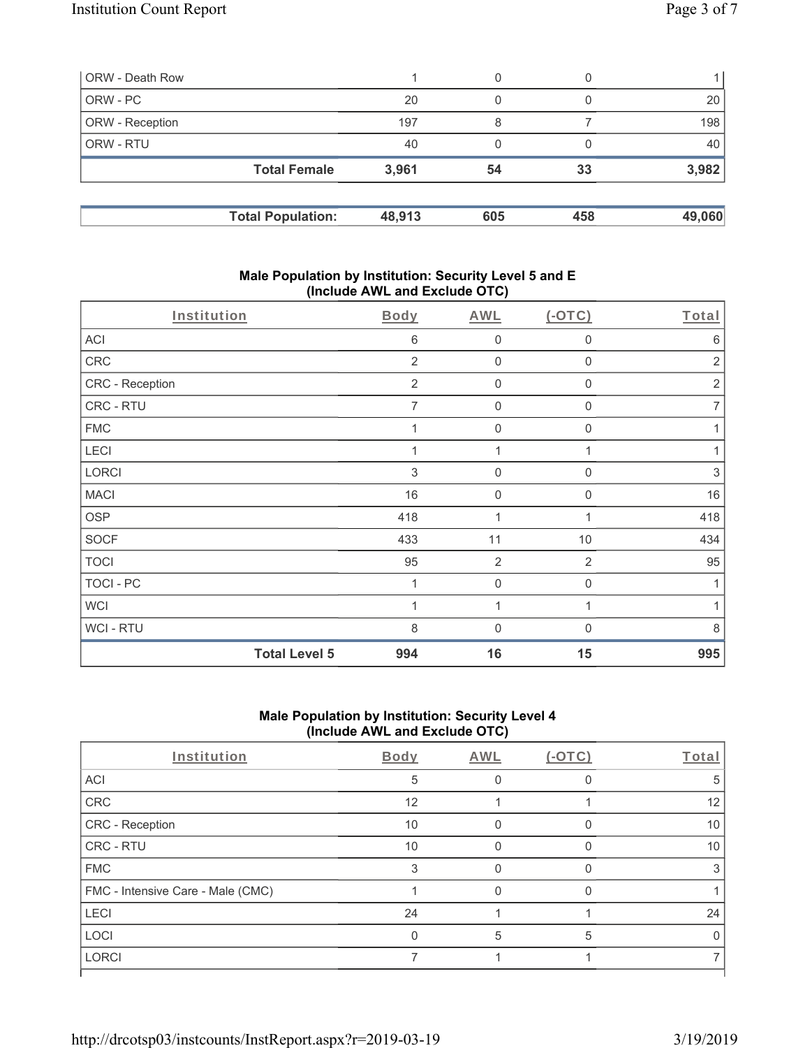| ORW - Death Row | 1 | 0 | 0 | 1 |
|---|---|---|---|---|
| ORW - PC | 20 | 0 | 0 | 20 |
| ORW - Reception | 197 | 8 | 7 | 198 |
| ORW - RTU | 40 | 0 | 0 | 40 |
| **Total Female** | **3,961** | **54** | **33** | **3,982** |

| **Total Population:** | **48,913** | **605** | **458** | **49,060** |
|---|---|---|---|---|

### Male Population by Institution: Security Level 5 and E (Include AWL and Exclude OTC)

| Institution | Body | AWL | (-OTC) | Total |
|---|---|---|---|---|
| ACI | 6 | 0 | 0 | 6 |
| CRC | 2 | 0 | 0 | 2 |
| CRC - Reception | 2 | 0 | 0 | 2 |
| CRC - RTU | 7 | 0 | 0 | 7 |
| FMC | 1 | 0 | 0 | 1 |
| LECI | 1 | 1 | 1 | 1 |
| LORCI | 3 | 0 | 0 | 3 |
| MACI | 16 | 0 | 0 | 16 |
| OSP | 418 | 1 | 1 | 418 |
| SOCF | 433 | 11 | 10 | 434 |
| TOCI | 95 | 2 | 2 | 95 |
| TOCI - PC | 1 | 0 | 0 | 1 |
| WCI | 1 | 1 | 1 | 1 |
| WCI - RTU | 8 | 0 | 0 | 8 |
| **Total Level 5** | **994** | **16** | **15** | **995** |

### Male Population by Institution: Security Level 4 (Include AWL and Exclude OTC)

| Institution | Body | AWL | (-OTC) | Total |
|---|---|---|---|---|
| ACI | 5 | 0 | 0 | 5 |
| CRC | 12 | 1 | 1 | 12 |
| CRC - Reception | 10 | 0 | 0 | 10 |
| CRC - RTU | 10 | 0 | 0 | 10 |
| FMC | 3 | 0 | 0 | 3 |
| FMC - Intensive Care - Male (CMC) | 1 | 0 | 0 | 1 |
| LECI | 24 | 1 | 1 | 24 |
| LOCI | 0 | 5 | 5 | 0 |
| LORCI | 7 | 1 | 1 | 7 |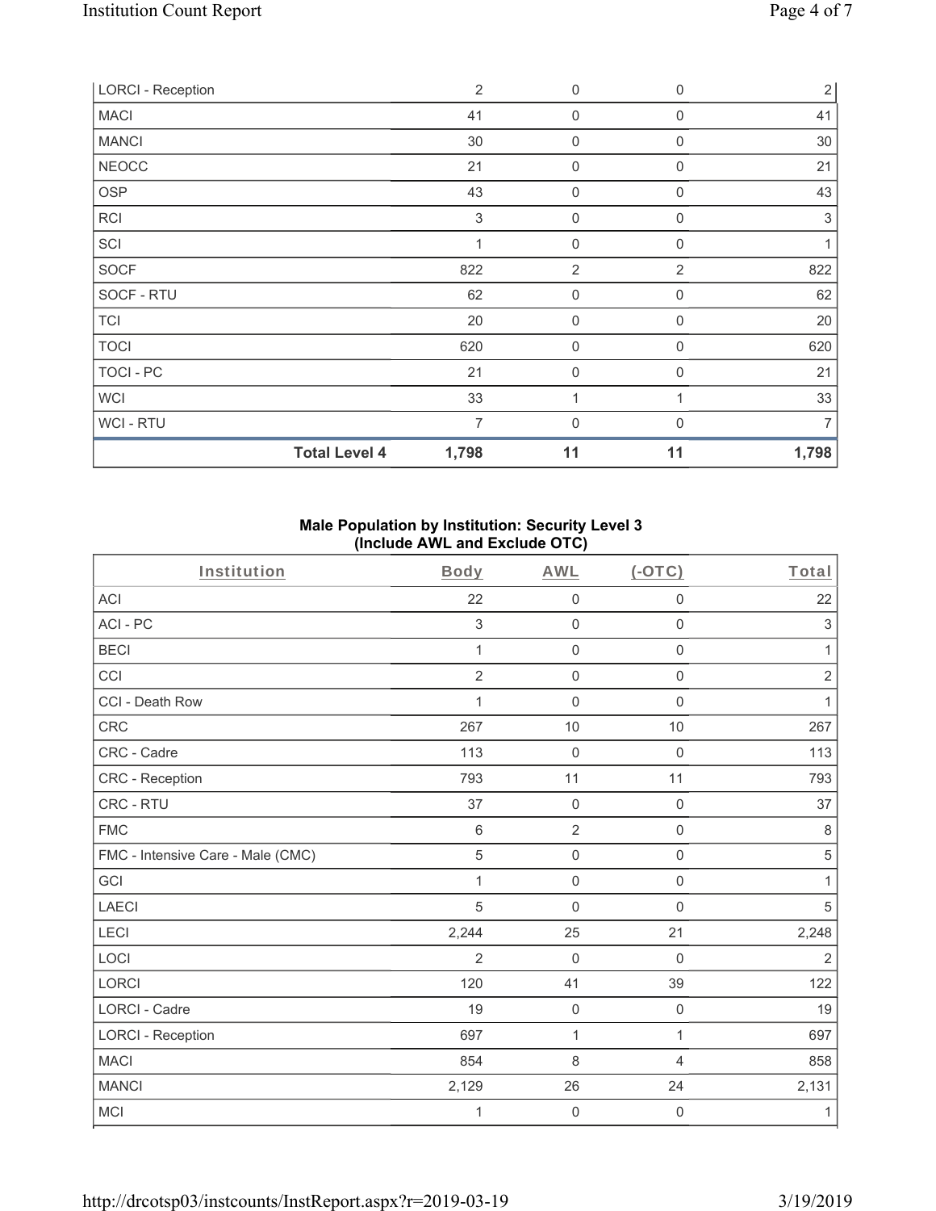| | | | | |
|---|---|---|---|---|
| LORCI - Reception | 2 | 0 | 0 | 2 |
| MACI | 41 | 0 | 0 | 41 |
| MANCI | 30 | 0 | 0 | 30 |
| NEOCC | 21 | 0 | 0 | 21 |
| OSP | 43 | 0 | 0 | 43 |
| RCI | 3 | 0 | 0 | 3 |
| SCI | 1 | 0 | 0 | 1 |
| SOCF | 822 | 2 | 2 | 822 |
| SOCF - RTU | 62 | 0 | 0 | 62 |
| TCI | 20 | 0 | 0 | 20 |
| TOCI | 620 | 0 | 0 | 620 |
| TOCI - PC | 21 | 0 | 0 | 21 |
| WCI | 33 | 1 | 1 | 33 |
| WCI - RTU | 7 | 0 | 0 | 7 |
| **Total Level 4** | **1,798** | **11** | **11** | **1,798** |

**Male Population by Institution: Security Level 3 (Include AWL and Exclude OTC)**

| Institution | Body | AWL | (-OTC) | Total |
|---|---|---|---|---|
| ACI | 22 | 0 | 0 | 22 |
| ACI - PC | 3 | 0 | 0 | 3 |
| BECI | 1 | 0 | 0 | 1 |
| CCI | 2 | 0 | 0 | 2 |
| CCI - Death Row | 1 | 0 | 0 | 1 |
| CRC | 267 | 10 | 10 | 267 |
| CRC - Cadre | 113 | 0 | 0 | 113 |
| CRC - Reception | 793 | 11 | 11 | 793 |
| CRC - RTU | 37 | 0 | 0 | 37 |
| FMC | 6 | 2 | 0 | 8 |
| FMC - Intensive Care - Male (CMC) | 5 | 0 | 0 | 5 |
| GCI | 1 | 0 | 0 | 1 |
| LAECI | 5 | 0 | 0 | 5 |
| LECI | 2,244 | 25 | 21 | 2,248 |
| LOCI | 2 | 0 | 0 | 2 |
| LORCI | 120 | 41 | 39 | 122 |
| LORCI - Cadre | 19 | 0 | 0 | 19 |
| LORCI - Reception | 697 | 1 | 1 | 697 |
| MACI | 854 | 8 | 4 | 858 |
| MANCI | 2,129 | 26 | 24 | 2,131 |
| MCI | 1 | 0 | 0 | 1 |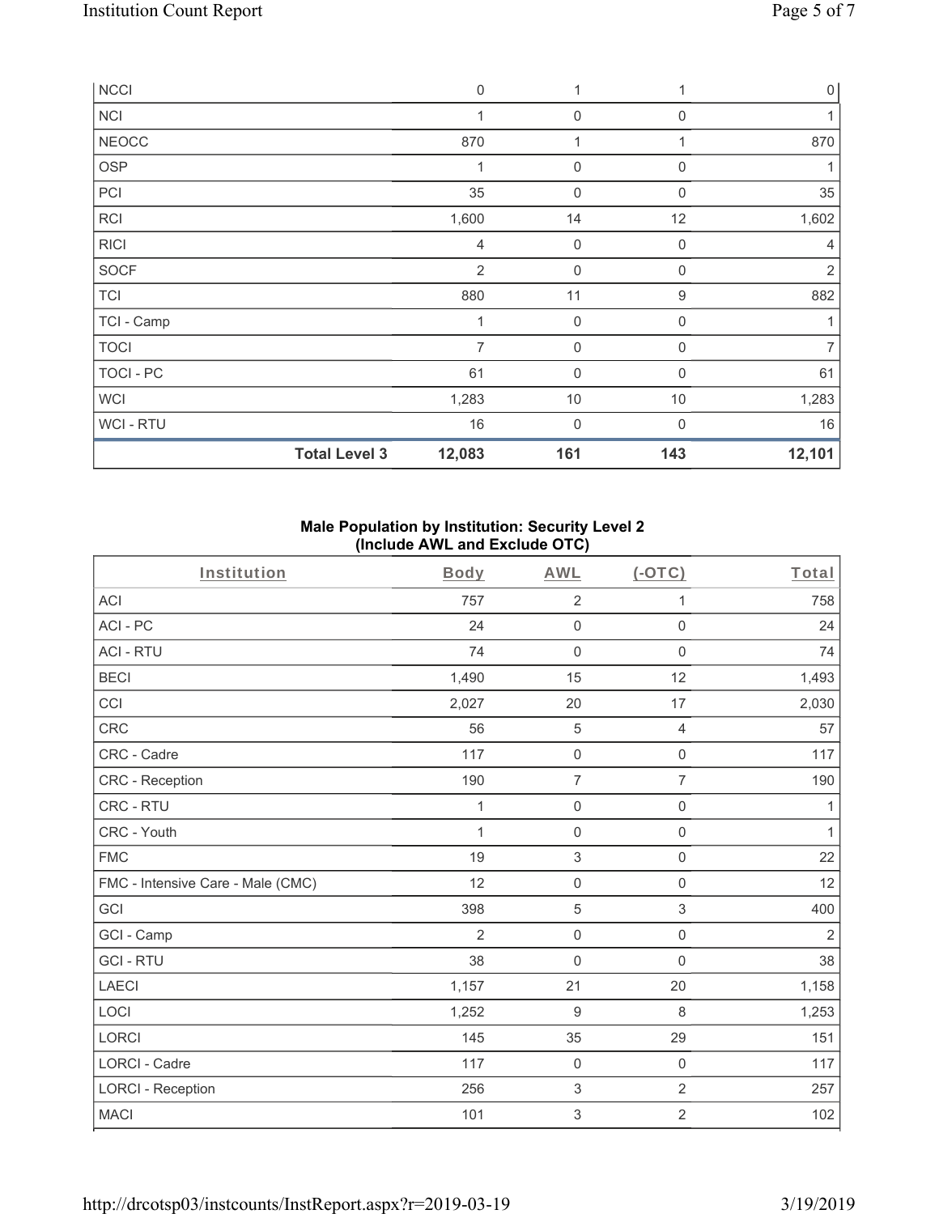| NCCI | | 0 | 1 | 1 | 0 |
|---|---|---|---|---|---|
| NCI | | 1 | 0 | 0 | 1 |
| NEOCC | | 870 | 1 | 1 | 870 |
| OSP | | 1 | 0 | 0 | 1 |
| PCI | | 35 | 0 | 0 | 35 |
| RCI | | 1,600 | 14 | 12 | 1,602 |
| RICI | | 4 | 0 | 0 | 4 |
| SOCF | | 2 | 0 | 0 | 2 |
| TCI | | 880 | 11 | 9 | 882 |
| TCI - Camp | | 1 | 0 | 0 | 1 |
| TOCI | | 7 | 0 | 0 | 7 |
| TOCI - PC | | 61 | 0 | 0 | 61 |
| WCI | | 1,283 | 10 | 10 | 1,283 |
| WCI - RTU | | 16 | 0 | 0 | 16 |
| | **Total Level 3** | **12,083** | **161** | **143** | **12,101** |

**Male Population by Institution: Security Level 2 (Include AWL and Exclude OTC)**

| Institution | Body | AWL | (-OTC) | Total |
|---|---|---|---|---|
| ACI | 757 | 2 | 1 | 758 |
| ACI - PC | 24 | 0 | 0 | 24 |
| ACI - RTU | 74 | 0 | 0 | 74 |
| BECI | 1,490 | 15 | 12 | 1,493 |
| CCI | 2,027 | 20 | 17 | 2,030 |
| CRC | 56 | 5 | 4 | 57 |
| CRC - Cadre | 117 | 0 | 0 | 117 |
| CRC - Reception | 190 | 7 | 7 | 190 |
| CRC - RTU | 1 | 0 | 0 | 1 |
| CRC - Youth | 1 | 0 | 0 | 1 |
| FMC | 19 | 3 | 0 | 22 |
| FMC - Intensive Care - Male (CMC) | 12 | 0 | 0 | 12 |
| GCI | 398 | 5 | 3 | 400 |
| GCI - Camp | 2 | 0 | 0 | 2 |
| GCI - RTU | 38 | 0 | 0 | 38 |
| LAECI | 1,157 | 21 | 20 | 1,158 |
| LOCI | 1,252 | 9 | 8 | 1,253 |
| LORCI | 145 | 35 | 29 | 151 |
| LORCI - Cadre | 117 | 0 | 0 | 117 |
| LORCI - Reception | 256 | 3 | 2 | 257 |
| MACI | 101 | 3 | 2 | 102 |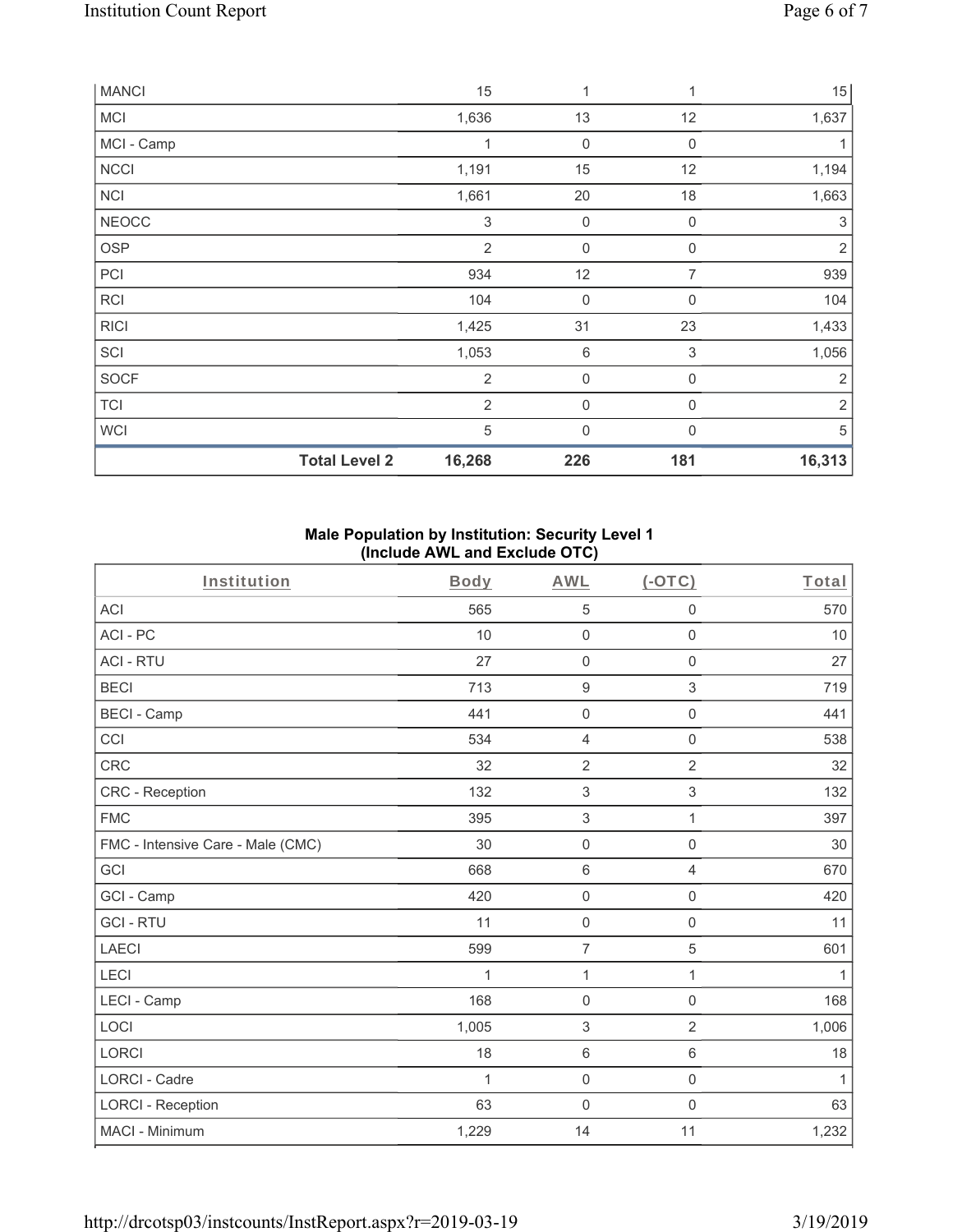| | | | | |
|---|---|---|---|---|
| MANCI | 15 | 1 | 1 | 15 |
| MCI | 1,636 | 13 | 12 | 1,637 |
| MCI - Camp | 1 | 0 | 0 | 1 |
| NCCI | 1,191 | 15 | 12 | 1,194 |
| NCI | 1,661 | 20 | 18 | 1,663 |
| NEOCC | 3 | 0 | 0 | 3 |
| OSP | 2 | 0 | 0 | 2 |
| PCI | 934 | 12 | 7 | 939 |
| RCI | 104 | 0 | 0 | 104 |
| RICI | 1,425 | 31 | 23 | 1,433 |
| SCI | 1,053 | 6 | 3 | 1,056 |
| SOCF | 2 | 0 | 0 | 2 |
| TCI | 2 | 0 | 0 | 2 |
| WCI | 5 | 0 | 0 | 5 |
| **Total Level 2** | **16,268** | **226** | **181** | **16,313** |

### Male Population by Institution: Security Level 1 (Include AWL and Exclude OTC)

| Institution | Body | AWL | (-OTC) | Total |
|---|---|---|---|---|
| ACI | 565 | 5 | 0 | 570 |
| ACI - PC | 10 | 0 | 0 | 10 |
| ACI - RTU | 27 | 0 | 0 | 27 |
| BECI | 713 | 9 | 3 | 719 |
| BECI - Camp | 441 | 0 | 0 | 441 |
| CCI | 534 | 4 | 0 | 538 |
| CRC | 32 | 2 | 2 | 32 |
| CRC - Reception | 132 | 3 | 3 | 132 |
| FMC | 395 | 3 | 1 | 397 |
| FMC - Intensive Care - Male (CMC) | 30 | 0 | 0 | 30 |
| GCI | 668 | 6 | 4 | 670 |
| GCI - Camp | 420 | 0 | 0 | 420 |
| GCI - RTU | 11 | 0 | 0 | 11 |
| LAECI | 599 | 7 | 5 | 601 |
| LECI | 1 | 1 | 1 | 1 |
| LECI - Camp | 168 | 0 | 0 | 168 |
| LOCI | 1,005 | 3 | 2 | 1,006 |
| LORCI | 18 | 6 | 6 | 18 |
| LORCI - Cadre | 1 | 0 | 0 | 1 |
| LORCI - Reception | 63 | 0 | 0 | 63 |
| MACI - Minimum | 1,229 | 14 | 11 | 1,232 |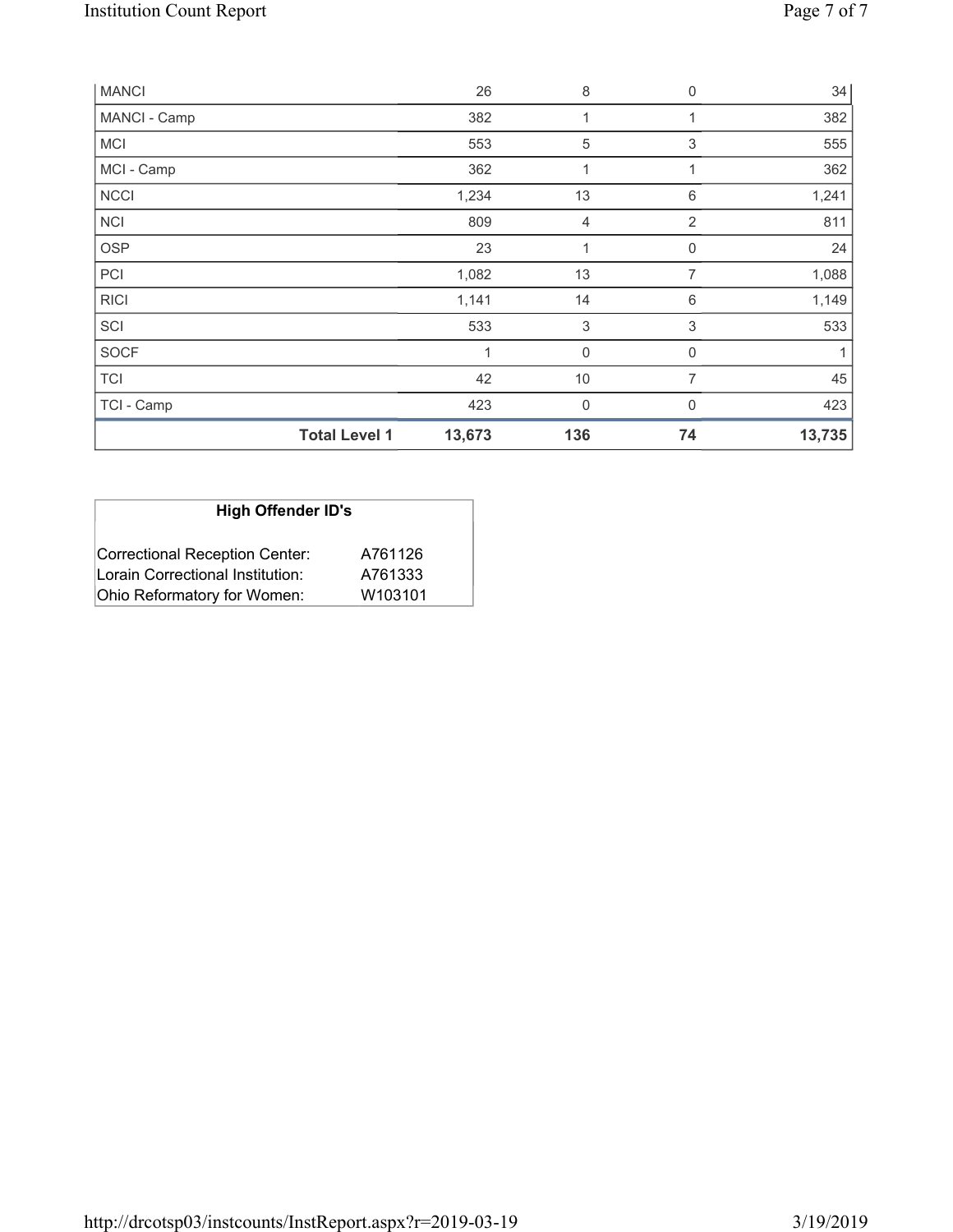| | | | | |
|---|---|---|---|---|
| MANCI | 26 | 8 | 0 | 34 |
| MANCI - Camp | 382 | 1 | 1 | 382 |
| MCI | 553 | 5 | 3 | 555 |
| MCI - Camp | 362 | 1 | 1 | 362 |
| NCCI | 1,234 | 13 | 6 | 1,241 |
| NCI | 809 | 4 | 2 | 811 |
| OSP | 23 | 1 | 0 | 24 |
| PCI | 1,082 | 13 | 7 | 1,088 |
| RICI | 1,141 | 14 | 6 | 1,149 |
| SCI | 533 | 3 | 3 | 533 |
| SOCF | 1 | 0 | 0 | 1 |
| TCI | 42 | 10 | 7 | 45 |
| TCI - Camp | 423 | 0 | 0 | 423 |
| **Total Level 1** | **13,673** | **136** | **74** | **13,735** |

| High Offender ID's | |
|---|---|
| Correctional Reception Center: | A761126 |
| Lorain Correctional Institution: | A761333 |
| Ohio Reformatory for Women: | W103101 |